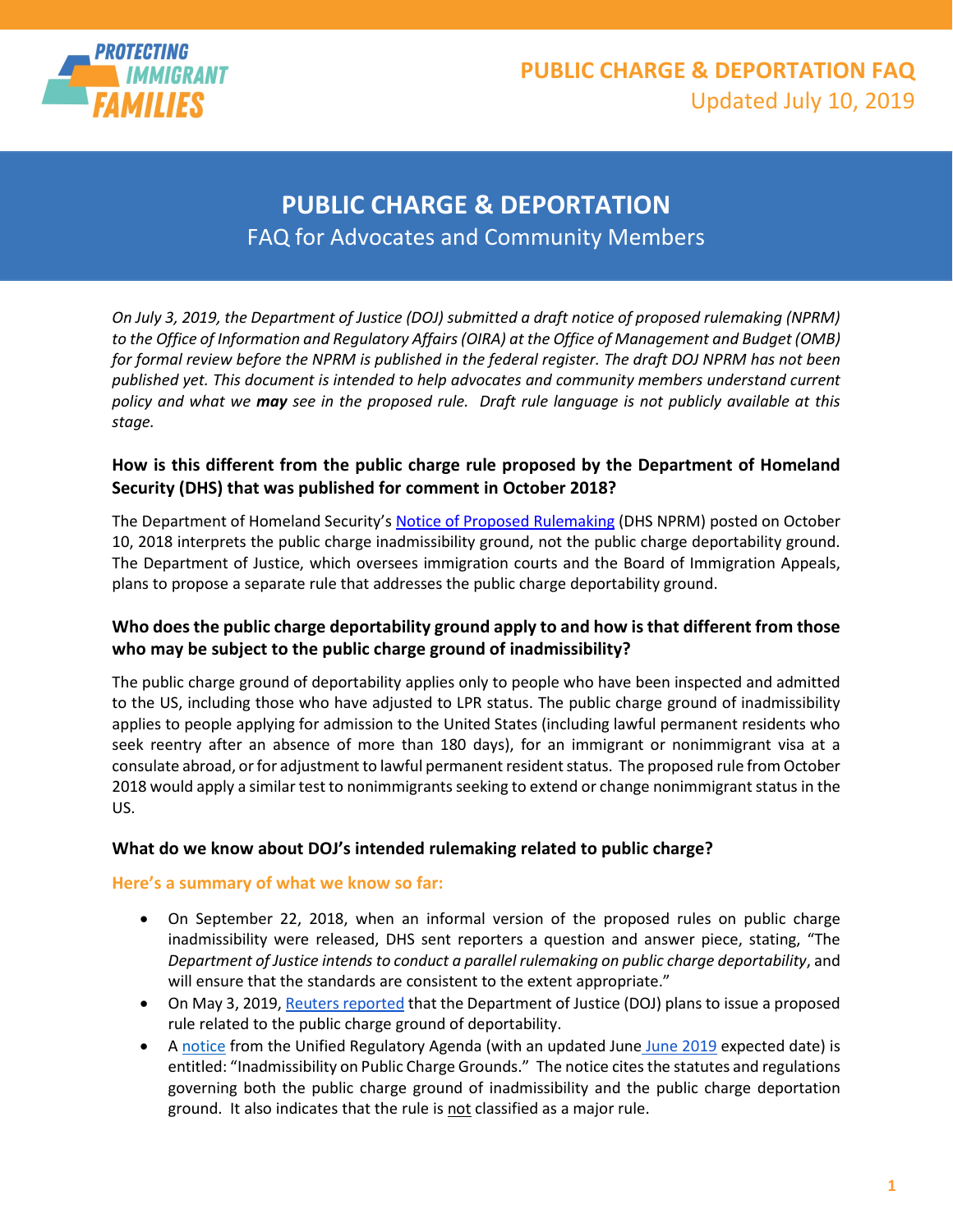PROTECTING IMMIGRANT FAMILIES

# PUBLIC CHARGE & DEPORTATION FAQ

Updated July 10, 2019

## PUBLIC CHARGE & DEPORTATION

FAQ for Advocates and Community Members

*On July 3, 2019, the Department of Justice (DOJ) submitted a draft notice of proposed rulemaking (NPRM) to the Office of Information and Regulatory Affairs (OIRA) at the Office of Management and Budget (OMB) for formal review before the NPRM is published in the federal register. The draft DOJ NPRM has not been published yet. This document is intended to help advocates and community members understand current policy and what we **may** see in the proposed rule. Draft rule language is not publicly available at this stage.*

### How is this different from the public charge rule proposed by the Department of Homeland Security (DHS) that was published for comment in October 2018?

The Department of Homeland Security's Notice of Proposed Rulemaking (DHS NPRM) posted on October 10, 2018 interprets the public charge inadmissibility ground, not the public charge deportability ground. The Department of Justice, which oversees immigration courts and the Board of Immigration Appeals, plans to propose a separate rule that addresses the public charge deportability ground.

### Who does the public charge deportability ground apply to and how is that different from those who may be subject to the public charge ground of inadmissibility?

The public charge ground of deportability applies only to people who have been inspected and admitted to the US, including those who have adjusted to LPR status. The public charge ground of inadmissibility applies to people applying for admission to the United States (including lawful permanent residents who seek reentry after an absence of more than 180 days), for an immigrant or nonimmigrant visa at a consulate abroad, or for adjustment to lawful permanent resident status. The proposed rule from October 2018 would apply a similar test to nonimmigrants seeking to extend or change nonimmigrant status in the US.

### What do we know about DOJ's intended rulemaking related to public charge?

**Here's a summary of what we know so far:**

- On September 22, 2018, when an informal version of the proposed rules on public charge inadmissibility were released, DHS sent reporters a question and answer piece, stating, "The *Department of Justice intends to conduct a parallel rulemaking on public charge deportability*, and will ensure that the standards are consistent to the extent appropriate."
- On May 3, 2019, Reuters reported that the Department of Justice (DOJ) plans to issue a proposed rule related to the public charge ground of deportability.
- A notice from the Unified Regulatory Agenda (with an updated June June 2019 expected date) is entitled: "Inadmissibility on Public Charge Grounds." The notice cites the statutes and regulations governing both the public charge ground of inadmissibility and the public charge deportation ground. It also indicates that the rule is not classified as a major rule.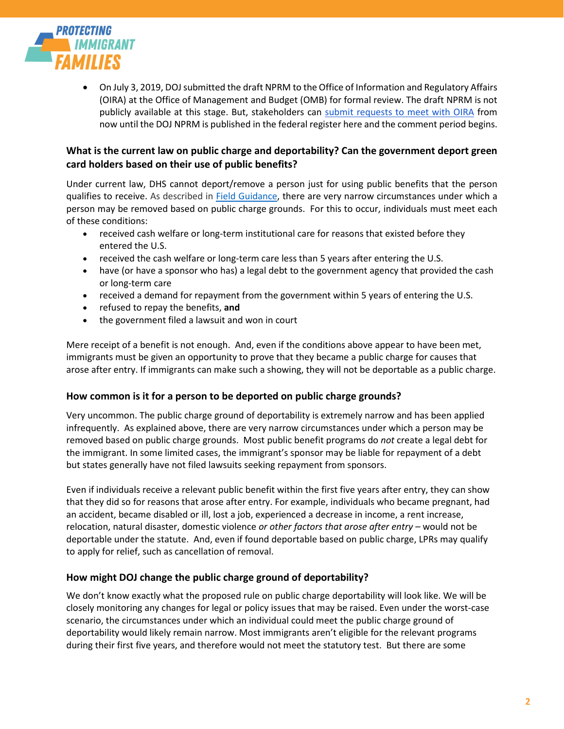- On July 3, 2019, DOJ submitted the draft NPRM to the Office of Information and Regulatory Affairs (OIRA) at the Office of Management and Budget (OMB) for formal review. The draft NPRM is not publicly available at this stage. But, stakeholders can submit requests to meet with OIRA from now until the DOJ NPRM is published in the federal register here and the comment period begins.

### What is the current law on public charge and deportability? Can the government deport green card holders based on their use of public benefits?

Under current law, DHS cannot deport/remove a person just for using public benefits that the person qualifies to receive. As described in Field Guidance, there are very narrow circumstances under which a person may be removed based on public charge grounds. For this to occur, individuals must meet each of these conditions:

- received cash welfare or long-term institutional care for reasons that existed before they entered the U.S.
- received the cash welfare or long-term care less than 5 years after entering the U.S.
- have (or have a sponsor who has) a legal debt to the government agency that provided the cash or long-term care
- received a demand for repayment from the government within 5 years of entering the U.S.
- refused to repay the benefits, **and**
- the government filed a lawsuit and won in court

Mere receipt of a benefit is not enough. And, even if the conditions above appear to have been met, immigrants must be given an opportunity to prove that they became a public charge for causes that arose after entry. If immigrants can make such a showing, they will not be deportable as a public charge.

### How common is it for a person to be deported on public charge grounds?

Very uncommon. The public charge ground of deportability is extremely narrow and has been applied infrequently. As explained above, there are very narrow circumstances under which a person may be removed based on public charge grounds. Most public benefit programs do *not* create a legal debt for the immigrant. In some limited cases, the immigrant's sponsor may be liable for repayment of a debt but states generally have not filed lawsuits seeking repayment from sponsors.

Even if individuals receive a relevant public benefit within the first five years after entry, they can show that they did so for reasons that arose after entry. For example, individuals who became pregnant, had an accident, became disabled or ill, lost a job, experienced a decrease in income, a rent increase, relocation, natural disaster, domestic violence *or other factors that arose after entry* – would not be deportable under the statute. And, even if found deportable based on public charge, LPRs may qualify to apply for relief, such as cancellation of removal.

### How might DOJ change the public charge ground of deportability?

We don't know exactly what the proposed rule on public charge deportability will look like. We will be closely monitoring any changes for legal or policy issues that may be raised. Even under the worst-case scenario, the circumstances under which an individual could meet the public charge ground of deportability would likely remain narrow. Most immigrants aren't eligible for the relevant programs during their first five years, and therefore would not meet the statutory test. But there are some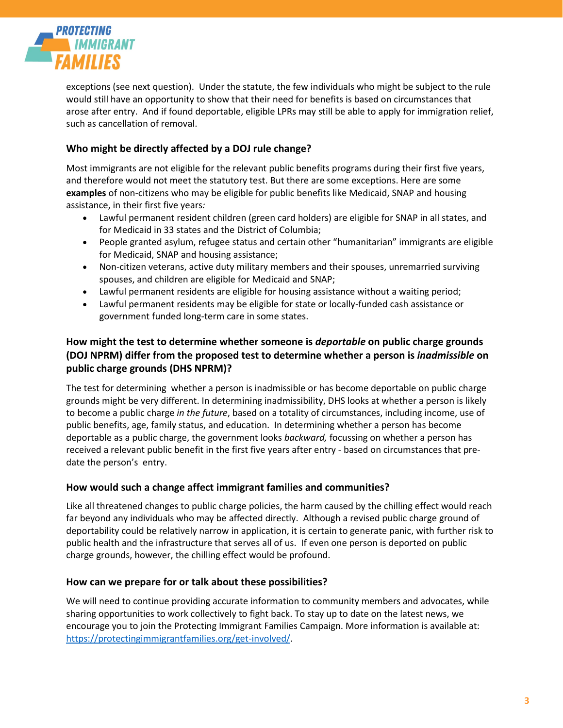exceptions (see next question). Under the statute, the few individuals who might be subject to the rule would still have an opportunity to show that their need for benefits is based on circumstances that arose after entry. And if found deportable, eligible LPRs may still be able to apply for immigration relief, such as cancellation of removal.

### Who might be directly affected by a DOJ rule change?

Most immigrants are <u>not</u> eligible for the relevant public benefits programs during their first five years, and therefore would not meet the statutory test. But there are some exceptions. Here are some **examples** of non-citizens who may be eligible for public benefits like Medicaid, SNAP and housing assistance, in their first five years*:*

- Lawful permanent resident children (green card holders) are eligible for SNAP in all states, and for Medicaid in 33 states and the District of Columbia;
- People granted asylum, refugee status and certain other "humanitarian" immigrants are eligible for Medicaid, SNAP and housing assistance;
- Non-citizen veterans, active duty military members and their spouses, unremarried surviving spouses, and children are eligible for Medicaid and SNAP;
- Lawful permanent residents are eligible for housing assistance without a waiting period;
- Lawful permanent residents may be eligible for state or locally-funded cash assistance or government funded long-term care in some states.

### How might the test to determine whether someone is *deportable* on public charge grounds (DOJ NPRM) differ from the proposed test to determine whether a person is *inadmissible* on public charge grounds (DHS NPRM)?

The test for determining whether a person is inadmissible or has become deportable on public charge grounds might be very different. In determining inadmissibility, DHS looks at whether a person is likely to become a public charge *in the future*, based on a totality of circumstances, including income, use of public benefits, age, family status, and education. In determining whether a person has become deportable as a public charge, the government looks *backward,* focussing on whether a person has received a relevant public benefit in the first five years after entry - based on circumstances that pre-date the person's entry.

### How would such a change affect immigrant families and communities?

Like all threatened changes to public charge policies, the harm caused by the chilling effect would reach far beyond any individuals who may be affected directly. Although a revised public charge ground of deportability could be relatively narrow in application, it is certain to generate panic, with further risk to public health and the infrastructure that serves all of us. If even one person is deported on public charge grounds, however, the chilling effect would be profound.

### How can we prepare for or talk about these possibilities?

We will need to continue providing accurate information to community members and advocates, while sharing opportunities to work collectively to fight back. To stay up to date on the latest news, we encourage you to join the Protecting Immigrant Families Campaign. More information is available at: [https://protectingimmigrantfamilies.org/get-involved/](https://protectingimmigrantfamilies.org/get-involved/).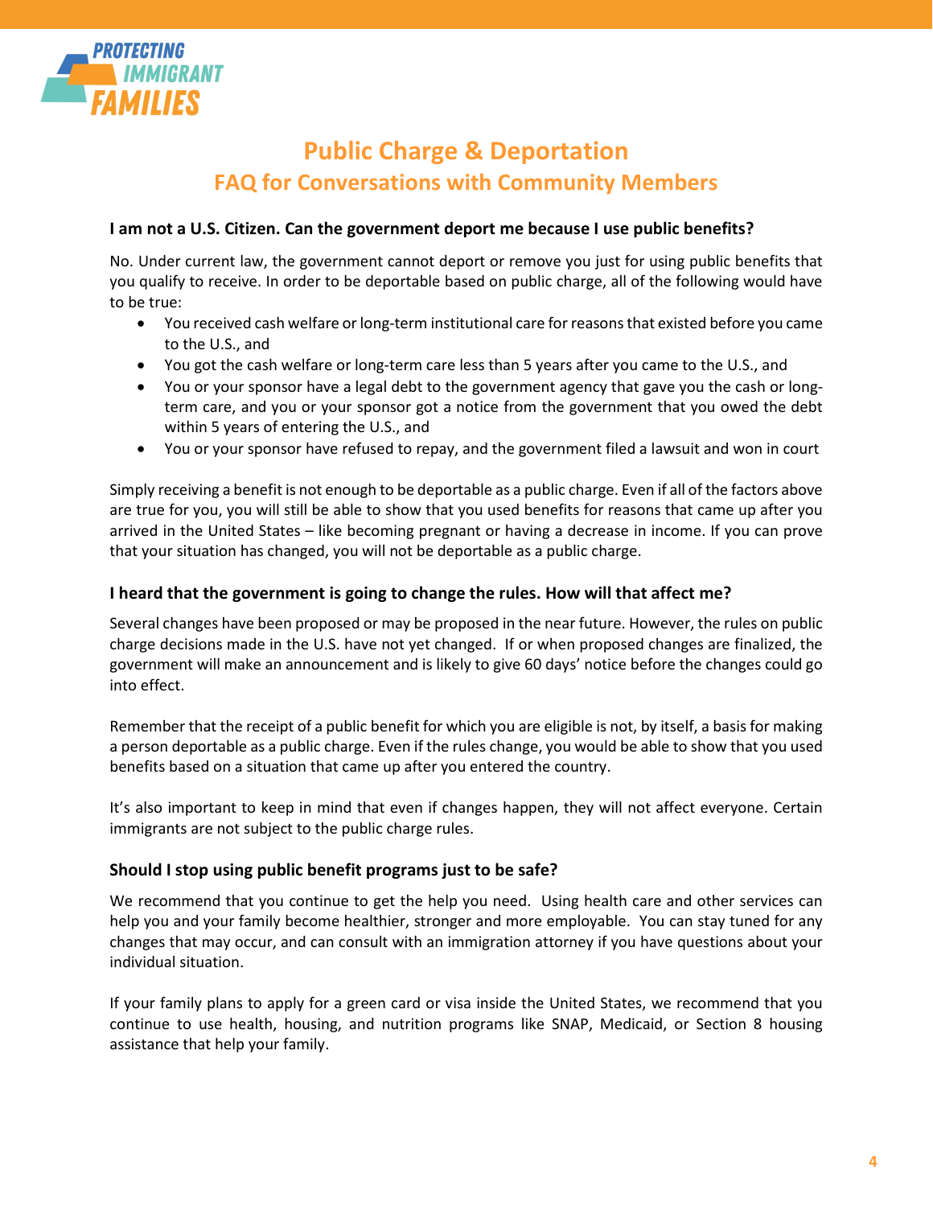# Public Charge & Deportation

## FAQ for Conversations with Community Members

### I am not a U.S. Citizen. Can the government deport me because I use public benefits?

No. Under current law, the government cannot deport or remove you just for using public benefits that you qualify to receive. In order to be deportable based on public charge, all of the following would have to be true:

- You received cash welfare or long-term institutional care for reasons that existed before you came to the U.S., and
- You got the cash welfare or long-term care less than 5 years after you came to the U.S., and
- You or your sponsor have a legal debt to the government agency that gave you the cash or long-term care, and you or your sponsor got a notice from the government that you owed the debt within 5 years of entering the U.S., and
- You or your sponsor have refused to repay, and the government filed a lawsuit and won in court

Simply receiving a benefit is not enough to be deportable as a public charge. Even if all of the factors above are true for you, you will still be able to show that you used benefits for reasons that came up after you arrived in the United States – like becoming pregnant or having a decrease in income. If you can prove that your situation has changed, you will not be deportable as a public charge.

### I heard that the government is going to change the rules. How will that affect me?

Several changes have been proposed or may be proposed in the near future. However, the rules on public charge decisions made in the U.S. have not yet changed. If or when proposed changes are finalized, the government will make an announcement and is likely to give 60 days' notice before the changes could go into effect.

Remember that the receipt of a public benefit for which you are eligible is not, by itself, a basis for making a person deportable as a public charge. Even if the rules change, you would be able to show that you used benefits based on a situation that came up after you entered the country.

It's also important to keep in mind that even if changes happen, they will not affect everyone. Certain immigrants are not subject to the public charge rules.

### Should I stop using public benefit programs just to be safe?

We recommend that you continue to get the help you need. Using health care and other services can help you and your family become healthier, stronger and more employable. You can stay tuned for any changes that may occur, and can consult with an immigration attorney if you have questions about your individual situation.

If your family plans to apply for a green card or visa inside the United States, we recommend that you continue to use health, housing, and nutrition programs like SNAP, Medicaid, or Section 8 housing assistance that help your family.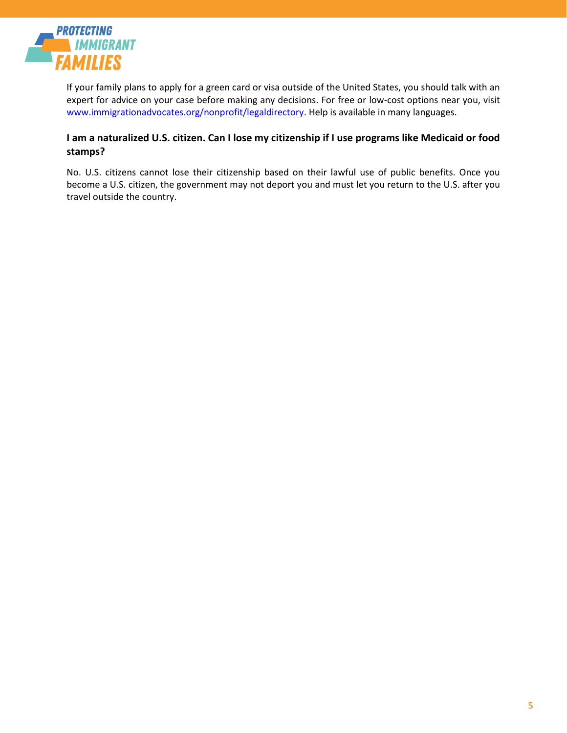If your family plans to apply for a green card or visa outside of the United States, you should talk with an expert for advice on your case before making any decisions. For free or low-cost options near you, visit [www.immigrationadvocates.org/nonprofit/legaldirectory](http://www.immigrationadvocates.org/nonprofit/legaldirectory). Help is available in many languages.

**I am a naturalized U.S. citizen. Can I lose my citizenship if I use programs like Medicaid or food stamps?**

No. U.S. citizens cannot lose their citizenship based on their lawful use of public benefits. Once you become a U.S. citizen, the government may not deport you and must let you return to the U.S. after you travel outside the country.